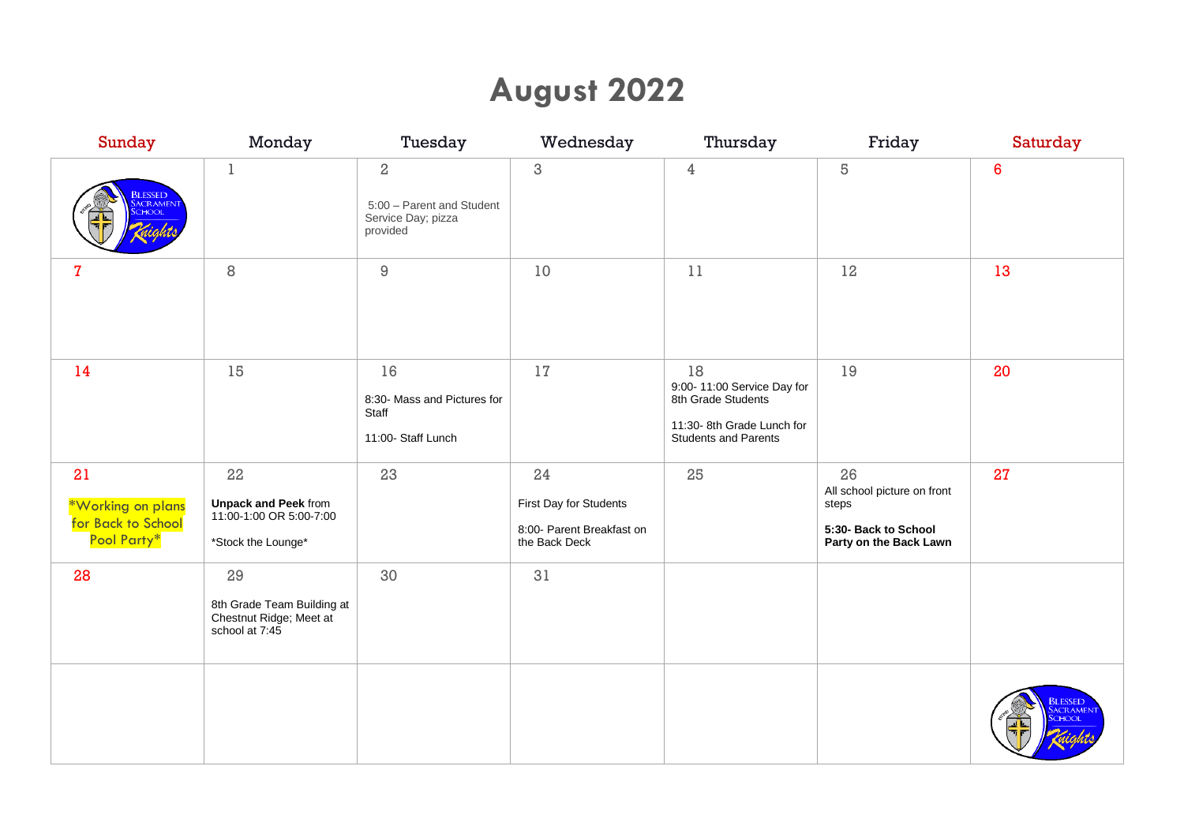# August 2022

| Sunday | Monday | Tuesday | Wednesday | Thursday | Friday | Saturday |
|---|---|---|---|---|---|---|
| | 1 | 2<br><br>5:00 – Parent and Student Service Day; pizza provided | 3 | 4 | 5 | 6 |
| 7 | 8 | 9 | 10 | 11 | 12 | 13 |
| 14 | 15 | 16<br><br>8:30- Mass and Pictures for Staff<br><br>11:00- Staff Lunch | 17 | 18<br>9:00- 11:00 Service Day for 8th Grade Students<br><br>11:30- 8th Grade Lunch for Students and Parents | 19 | 20 |
| 21<br><br>*Working on plans for Back to School Pool Party* | 22<br><br>**Unpack and Peek** from 11:00-1:00 OR 5:00-7:00<br><br>*Stock the Lounge* | 23 | 24<br><br>First Day for Students<br><br>8:00- Parent Breakfast on the Back Deck | 25 | 26<br>All school picture on front steps<br><br>**5:30- Back to School Party on the Back Lawn** | 27 |
| 28 | 29<br><br>8th Grade Team Building at Chestnut Ridge; Meet at school at 7:45 | 30 | 31 | | | |
| | | | | | | |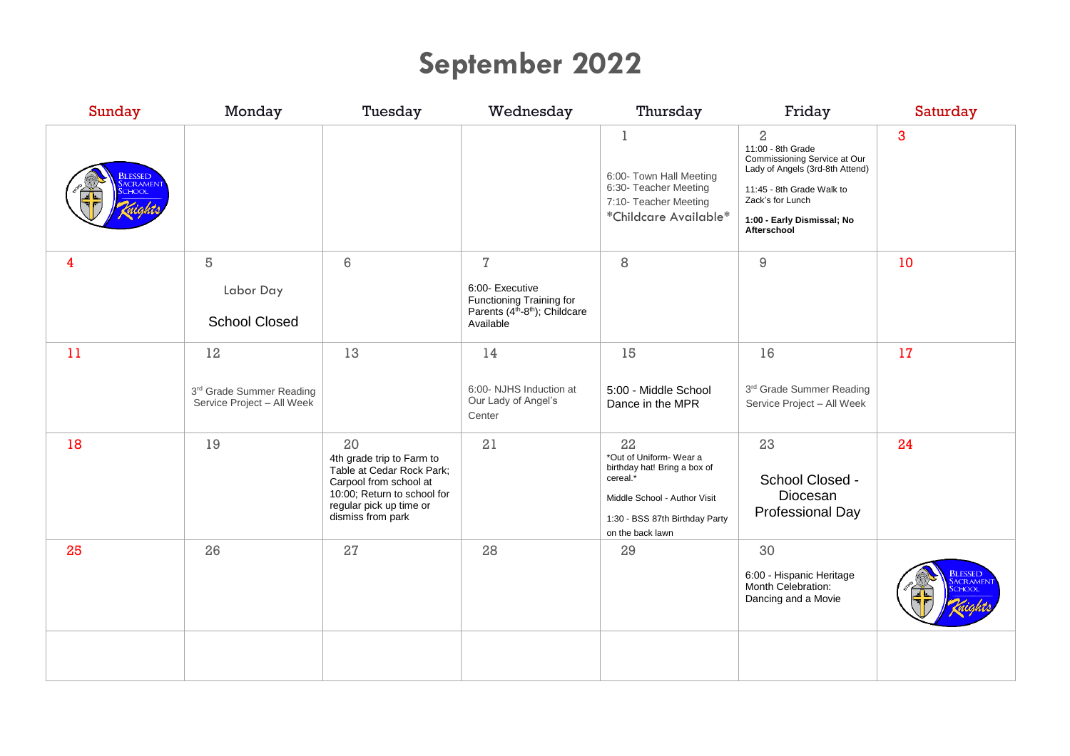# September 2022

| Sunday | Monday | Tuesday | Wednesday | Thursday | Friday | Saturday |
|---|---|---|---|---|---|---|
| | | | | 1<br>6:00- Town Hall Meeting<br>6:30- Teacher Meeting<br>7:10- Teacher Meeting<br>*Childcare Available* | 2<br>11:00 - 8th Grade Commissioning Service at Our Lady of Angels (3rd-8th Attend)<br>11:45 - 8th Grade Walk to Zack's for Lunch<br>**1:00 - Early Dismissal; No Afterschool** | 3 |
| 4 | 5<br>Labor Day<br>School Closed | 6 | 7<br>6:00- Executive Functioning Training for Parents (4th-8th); Childcare Available | 8 | 9 | 10 |
| 11 | 12<br>3rd Grade Summer Reading Service Project – All Week | 13 | 14<br>6:00- NJHS Induction at Our Lady of Angel's Center | 15<br>5:00 - Middle School Dance in the MPR | 16<br>3rd Grade Summer Reading Service Project – All Week | 17 |
| 18 | 19 | 20<br>4th grade trip to Farm to Table at Cedar Rock Park; Carpool from school at 10:00; Return to school for regular pick up time or dismiss from park | 21 | 22<br>*Out of Uniform- Wear a birthday hat! Bring a box of cereal.*<br>Middle School - Author Visit<br>1:30 - BSS 87th Birthday Party on the back lawn | 23<br>School Closed - Diocesan Professional Day | 24 |
| 25 | 26 | 27 | 28 | 29 | 30<br>6:00 - Hispanic Heritage Month Celebration: Dancing and a Movie | |
| | | | | | | |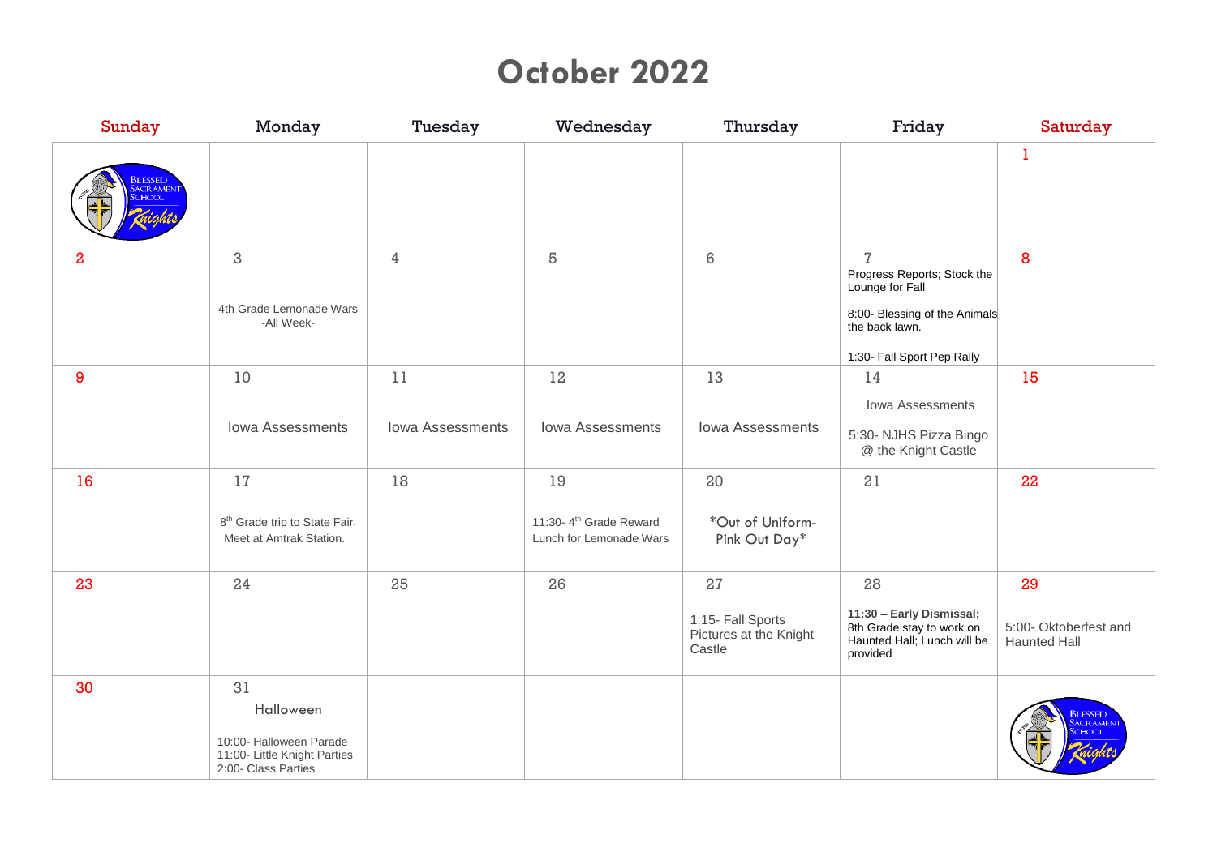# October 2022

| Sunday | Monday | Tuesday | Wednesday | Thursday | Friday | Saturday |
|---|---|---|---|---|---|---|
| | | | | | | 1 |
| 2 | 3<br>4th Grade Lemonade Wars -All Week- | 4 | 5 | 6 | 7<br>Progress Reports; Stock the Lounge for Fall<br>8:00- Blessing of the Animals the back lawn.<br>1:30- Fall Sport Pep Rally | 8 |
| 9 | 10<br>Iowa Assessments | 11<br>Iowa Assessments | 12<br>Iowa Assessments | 13<br>Iowa Assessments | 14<br>Iowa Assessments<br>5:30- NJHS Pizza Bingo @ the Knight Castle | 15 |
| 16 | 17<br>8th Grade trip to State Fair. Meet at Amtrak Station. | 18 | 19<br>11:30- 4th Grade Reward Lunch for Lemonade Wars | 20<br>*Out of Uniform- Pink Out Day* | 21 | 22 |
| 23 | 24 | 25 | 26 | 27<br>1:15- Fall Sports Pictures at the Knight Castle | 28<br>**11:30 – Early Dismissal;** 8th Grade stay to work on Haunted Hall; Lunch will be provided | 29<br>5:00- Oktoberfest and Haunted Hall |
| 30 | 31<br>Halloween<br>10:00- Halloween Parade<br>11:00- Little Knight Parties<br>2:00- Class Parties | | | | | |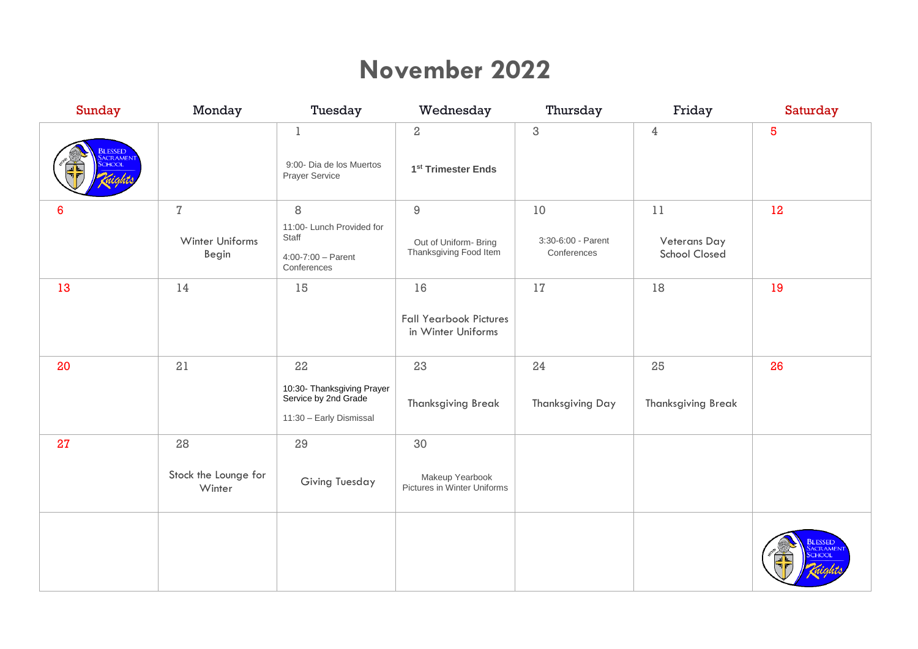# November 2022

| Sunday | Monday | Tuesday | Wednesday | Thursday | Friday | Saturday |
|---|---|---|---|---|---|---|
| | | 1<br>9:00- Dia de los Muertos Prayer Service | 2<br>**1st Trimester Ends** | 3 | 4 | 5 |
| 6 | 7<br>Winter Uniforms Begin | 8<br>11:00- Lunch Provided for Staff<br>4:00-7:00 – Parent Conferences | 9<br>Out of Uniform- Bring Thanksgiving Food Item | 10<br>3:30-6:00 - Parent Conferences | 11<br>Veterans Day School Closed | 12 |
| 13 | 14 | 15 | 16<br>Fall Yearbook Pictures in Winter Uniforms | 17 | 18 | 19 |
| 20 | 21 | 22<br>10:30- Thanksgiving Prayer Service by 2nd Grade<br>11:30 – Early Dismissal | 23<br>Thanksgiving Break | 24<br>Thanksgiving Day | 25<br>Thanksgiving Break | 26 |
| 27 | 28<br>Stock the Lounge for Winter | 29<br>Giving Tuesday | 30<br>Makeup Yearbook Pictures in Winter Uniforms | | | |
| | | | | | | |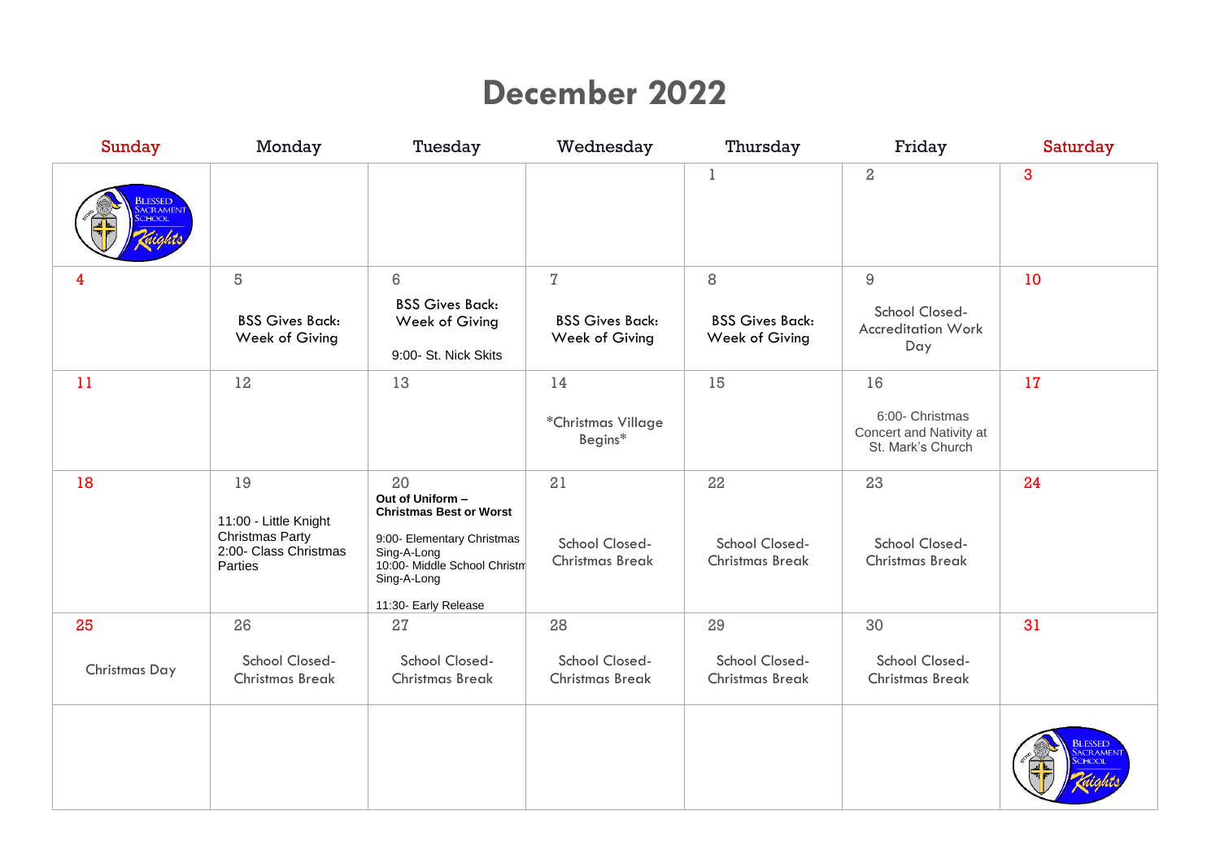# December 2022

| Sunday | Monday | Tuesday | Wednesday | Thursday | Friday | Saturday |
|---|---|---|---|---|---|---|
| | | | | 1 | 2 | 3 |
| 4 | 5<br>BSS Gives Back: Week of Giving | 6<br>BSS Gives Back: Week of Giving<br>9:00- St. Nick Skits | 7<br>BSS Gives Back: Week of Giving | 8<br>BSS Gives Back: Week of Giving | 9<br>School Closed- Accreditation Work Day | 10 |
| 11 | 12 | 13 | 14<br>*Christmas Village Begins* | 15 | 16<br>6:00- Christmas Concert and Nativity at St. Mark's Church | 17 |
| 18 | 19<br>11:00 - Little Knight Christmas Party<br>2:00- Class Christmas Parties | 20<br>**Out of Uniform – Christmas Best or Worst**<br>9:00- Elementary Christmas Sing-A-Long<br>10:00- Middle School Christm Sing-A-Long<br>11:30- Early Release | 21<br>School Closed- Christmas Break | 22<br>School Closed- Christmas Break | 23<br>School Closed- Christmas Break | 24 |
| 25<br>Christmas Day | 26<br>School Closed- Christmas Break | 27<br>School Closed- Christmas Break | 28<br>School Closed- Christmas Break | 29<br>School Closed- Christmas Break | 30<br>School Closed- Christmas Break | 31 |
| | | | | | | |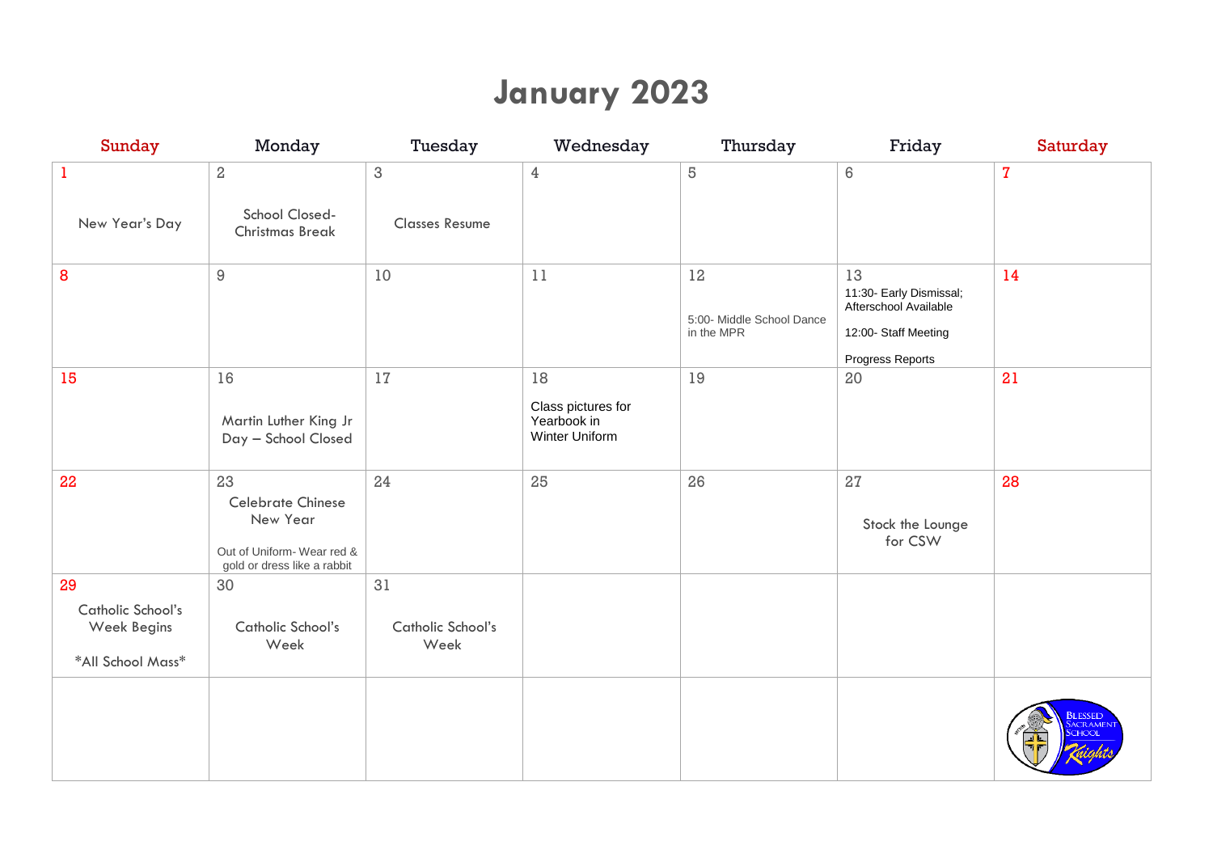# January 2023

| Sunday | Monday | Tuesday | Wednesday | Thursday | Friday | Saturday |
|---|---|---|---|---|---|---|
| 1<br>New Year's Day | 2<br>School Closed- Christmas Break | 3<br>Classes Resume | 4 | 5 | 6 | 7 |
| 8 | 9 | 10 | 11 | 12<br>5:00- Middle School Dance in the MPR | 13<br>11:30- Early Dismissal; Afterschool Available<br>12:00- Staff Meeting<br>Progress Reports | 14 |
| 15 | 16<br>Martin Luther King Jr Day – School Closed | 17 | 18<br>Class pictures for Yearbook in Winter Uniform | 19 | 20 | 21 |
| 22 | 23<br>Celebrate Chinese New Year<br>Out of Uniform- Wear red & gold or dress like a rabbit | 24 | 25 | 26 | 27<br>Stock the Lounge for CSW | 28 |
| 29<br>Catholic School's Week Begins<br>*All School Mass* | 30<br>Catholic School's Week | 31<br>Catholic School's Week | | | | |
| | | | | | | Blessed Sacrament School Knights |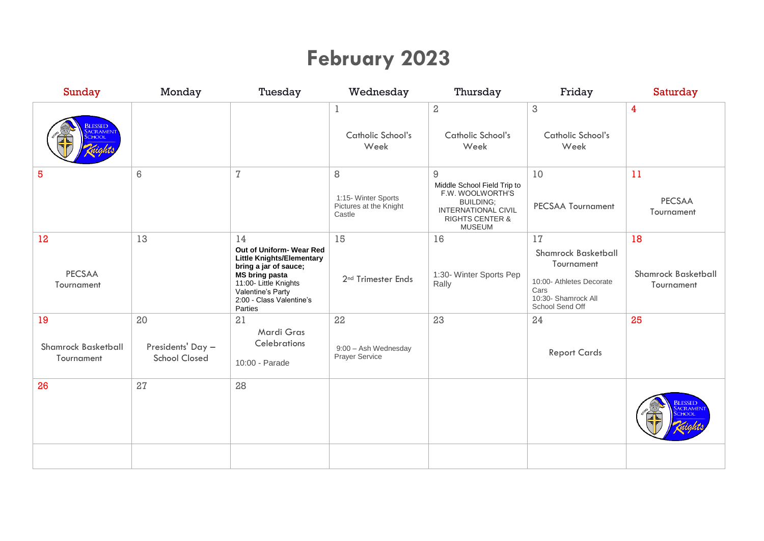# February 2023

| Sunday | Monday | Tuesday | Wednesday | Thursday | Friday | Saturday |
|---|---|---|---|---|---|---|
| | | | 1 Catholic School's Week | 2 Catholic School's Week | 3 Catholic School's Week | 4 |
| 5 | 6 | 7 | 8 1:15- Winter Sports Pictures at the Knight Castle | 9 Middle School Field Trip to F.W. WOOLWORTH'S BUILDING; INTERNATIONAL CIVIL RIGHTS CENTER & MUSEUM | 10 PECSAA Tournament | 11 PECSAA Tournament |
| 12 PECSAA Tournament | 13 | 14 **Out of Uniform- Wear Red** **Little Knights/Elementary bring a jar of sauce;** **MS bring pasta** 11:00- Little Knights Valentine's Party 2:00 - Class Valentine's Parties | 15 2nd Trimester Ends | 16 1:30- Winter Sports Pep Rally | 17 Shamrock Basketball Tournament 10:00- Athletes Decorate Cars 10:30- Shamrock All School Send Off | 18 Shamrock Basketball Tournament |
| 19 Shamrock Basketball Tournament | 20 Presidents' Day – School Closed | 21 Mardi Gras Celebrations 10:00 - Parade | 22 9:00 – Ash Wednesday Prayer Service | 23 | 24 Report Cards | 25 |
| 26 | 27 | 28 | | | | |
| | | | | | | |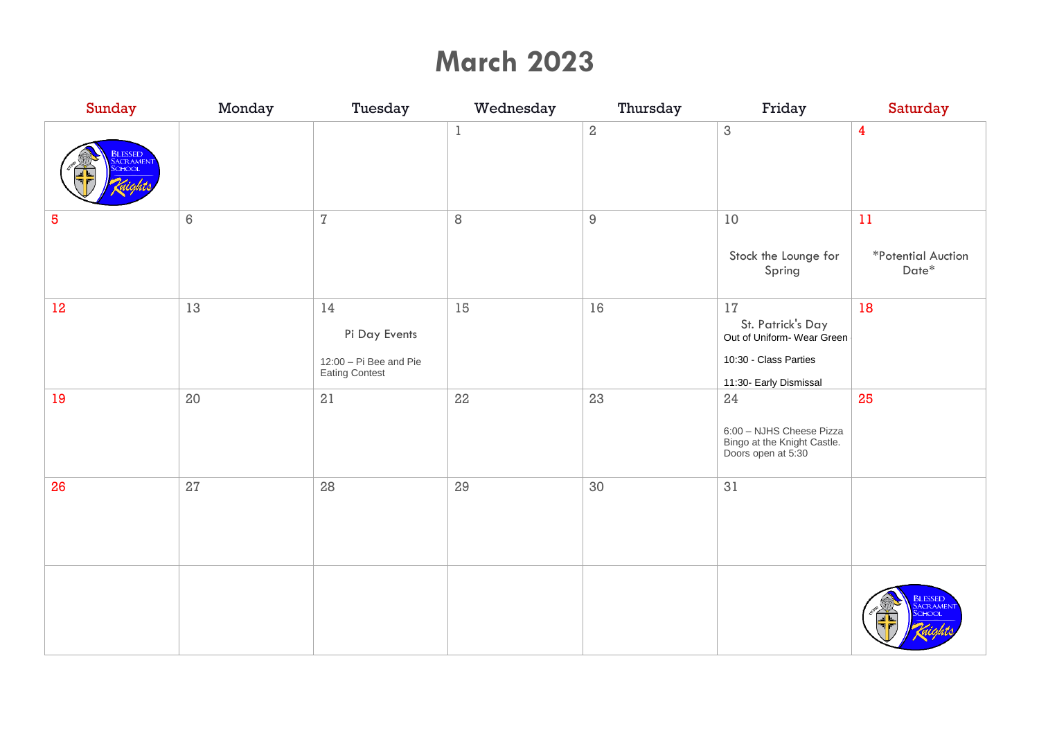# March 2023

| Sunday | Monday | Tuesday | Wednesday | Thursday | Friday | Saturday |
|---|---|---|---|---|---|---|
| Blessed Sacrament School Knights | | | 1 | 2 | 3 | 4 |
| 5 | 6 | 7 | 8 | 9 | 10<br><br>Stock the Lounge for Spring | 11<br><br>*Potential Auction Date* |
| 12 | 13 | 14<br><br>Pi Day Events<br><br>12:00 – Pi Bee and Pie Eating Contest | 15 | 16 | 17<br>St. Patrick's Day<br>Out of Uniform- Wear Green<br><br>10:30 - Class Parties<br><br>11:30- Early Dismissal | 18 |
| 19 | 20 | 21 | 22 | 23 | 24<br><br>6:00 – NJHS Cheese Pizza Bingo at the Knight Castle. Doors open at 5:30 | 25 |
| 26 | 27 | 28 | 29 | 30 | 31 | |
| | | | | | | Blessed Sacrament School Knights |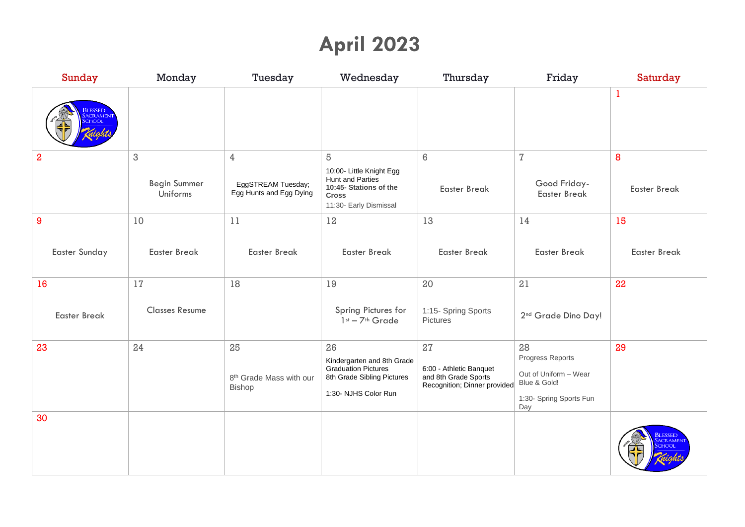# April 2023

| Sunday | Monday | Tuesday | Wednesday | Thursday | Friday | Saturday |
|---|---|---|---|---|---|---|
| | | | | | | 1 |
| 2 | 3<br>Begin Summer Uniforms | 4<br>EggSTREAM Tuesday; Egg Hunts and Egg Dying | 5<br>10:00- Little Knight Egg Hunt and Parties<br>**10:45- Stations of the Cross**<br>11:30- Early Dismissal | 6<br>Easter Break | 7<br>Good Friday- Easter Break | 8<br>Easter Break |
| 9<br>Easter Sunday | 10<br>Easter Break | 11<br>Easter Break | 12<br>Easter Break | 13<br>Easter Break | 14<br>Easter Break | 15<br>Easter Break |
| 16<br>Easter Break | 17<br>Classes Resume | 18 | 19<br>Spring Pictures for 1st – 7th Grade | 20<br>1:15- Spring Sports Pictures | 21<br>2nd Grade Dino Day! | 22 |
| 23 | 24 | 25<br>8th Grade Mass with our Bishop | 26<br>Kindergarten and 8th Grade Graduation Pictures<br>8th Grade Sibling Pictures<br>1:30- NJHS Color Run | 27<br>6:00 - Athletic Banquet and 8th Grade Sports Recognition; Dinner provided | 28<br>Progress Reports<br>Out of Uniform – Wear Blue & Gold!<br>1:30- Spring Sports Fun Day | 29 |
| 30 | | | | | | |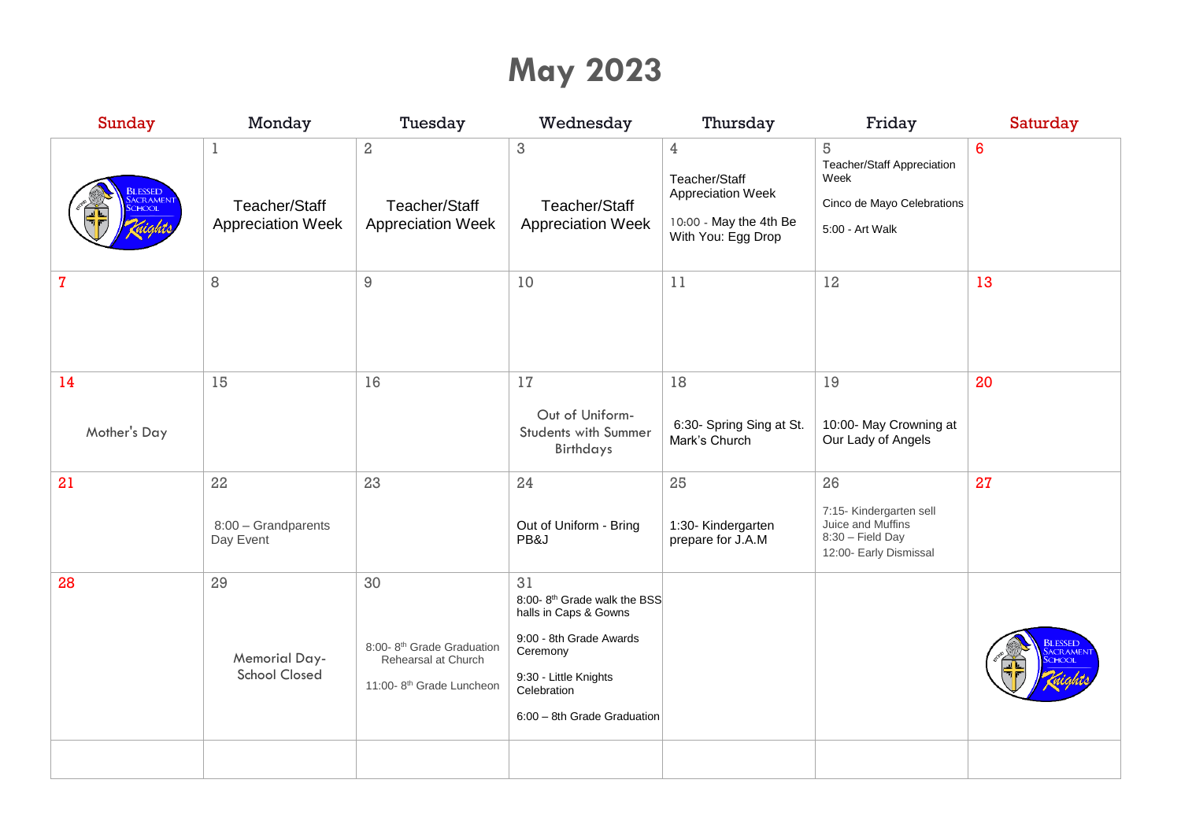# May 2023

| Sunday | Monday | Tuesday | Wednesday | Thursday | Friday | Saturday |
| --- | --- | --- | --- | --- | --- | --- |
| | 1 Teacher/Staff Appreciation Week | 2 Teacher/Staff Appreciation Week | 3 Teacher/Staff Appreciation Week | 4 Teacher/Staff Appreciation Week<br>10:00 - May the 4th Be With You: Egg Drop | 5 Teacher/Staff Appreciation Week<br>Cinco de Mayo Celebrations<br>5:00 - Art Walk | 6 |
| 7 | 8 | 9 | 10 | 11 | 12 | 13 |
| 14 Mother's Day | 15 | 16 | 17 Out of Uniform- Students with Summer Birthdays | 18 6:30- Spring Sing at St. Mark's Church | 19 10:00- May Crowning at Our Lady of Angels | 20 |
| 21 | 22 8:00 – Grandparents Day Event | 23 | 24 Out of Uniform - Bring PB&J | 25 1:30- Kindergarten prepare for J.A.M | 26 7:15- Kindergarten sell Juice and Muffins<br>8:30 – Field Day<br>12:00- Early Dismissal | 27 |
| 28 | 29 Memorial Day- School Closed | 30 8:00- 8th Grade Graduation Rehearsal at Church<br>11:00- 8th Grade Luncheon | 31 8:00- 8th Grade walk the BSS halls in Caps & Gowns<br>9:00 - 8th Grade Awards Ceremony<br>9:30 - Little Knights Celebration<br>6:00 – 8th Grade Graduation | | | |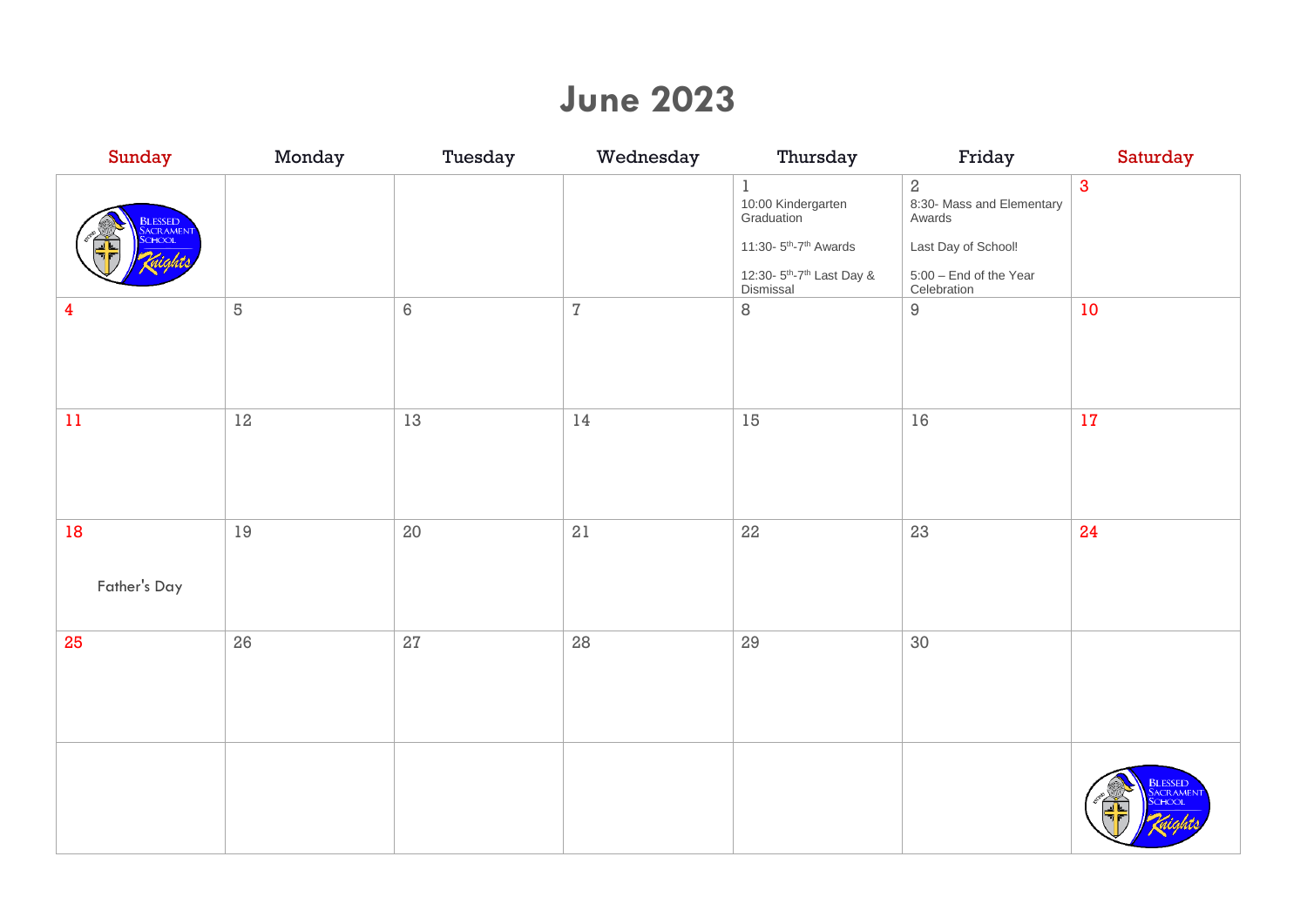# June 2023

| Sunday | Monday | Tuesday | Wednesday | Thursday | Friday | Saturday |
|---|---|---|---|---|---|---|
| | | | | 1<br>10:00 Kindergarten Graduation<br><br>11:30- 5th-7th Awards<br><br>12:30- 5th-7th Last Day & Dismissal | 2<br>8:30- Mass and Elementary Awards<br><br>Last Day of School!<br><br>5:00 – End of the Year Celebration | 3 |
| 4 | 5 | 6 | 7 | 8 | 9 | 10 |
| 11 | 12 | 13 | 14 | 15 | 16 | 17 |
| 18<br><br>Father's Day | 19 | 20 | 21 | 22 | 23 | 24 |
| 25 | 26 | 27 | 28 | 29 | 30 | |
| | | | | | | |